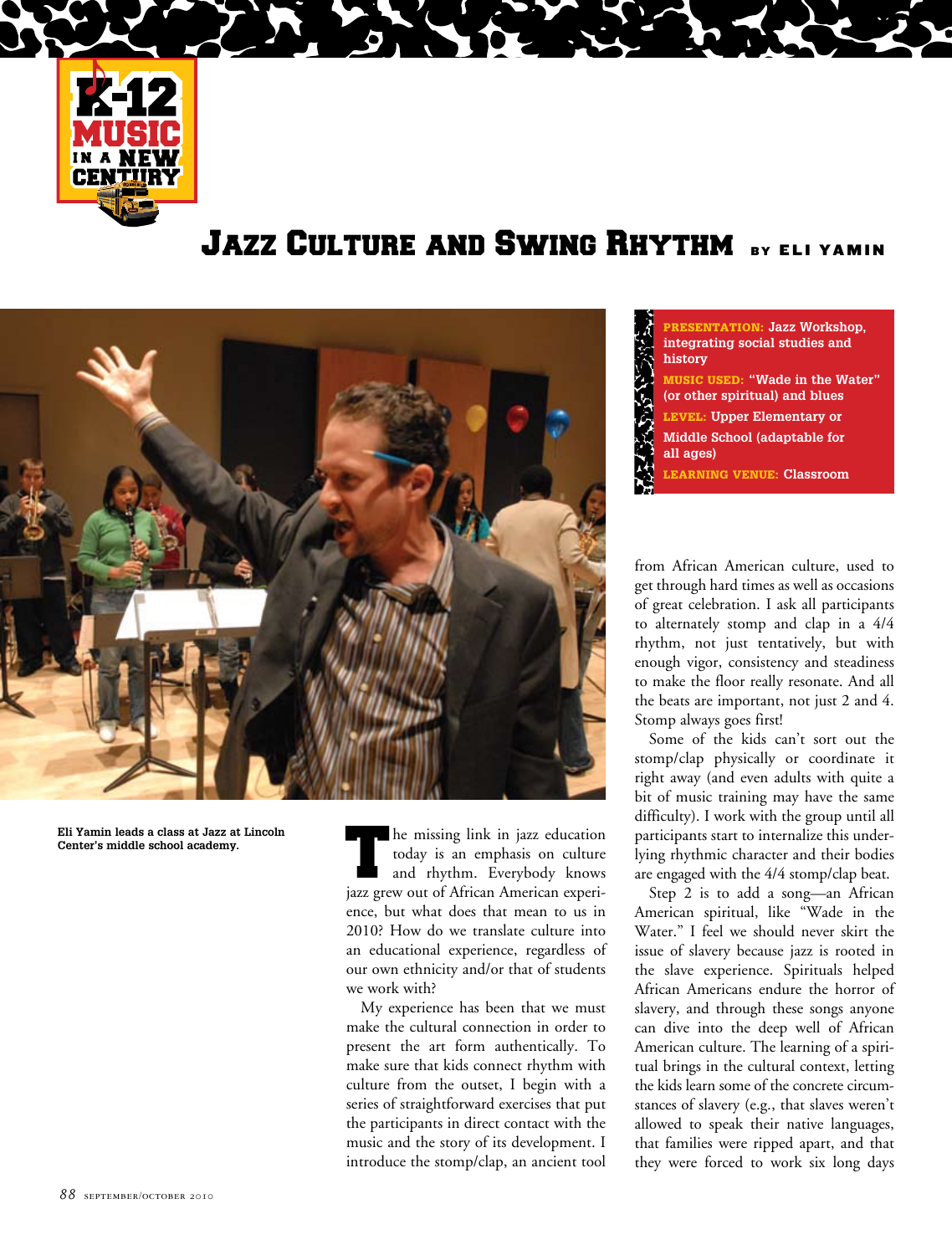K-12 MUSIC IN A NEW CENTURY

# Jazz Culture and Swing Rhythm

BY ELI YAMIN

**PRESENTATION:** Jazz Workshop, integrating social studies and history

**MUSIC USED:** "Wade in the Water" (or other spiritual) and blues

**LEVEL:** Upper Elementary or Middle School (adaptable for all ages)

**LEARNING VENUE:** Classroom

**Eli Yamin leads a class at Jazz at Lincoln Center's middle school academy.**

The missing link in jazz education today is an emphasis on culture and rhythm. Everybody knows jazz grew out of African American experience, but what does that mean to us in 2010? How do we translate culture into an educational experience, regardless of our own ethnicity and/or that of students we work with?

My experience has been that we must make the cultural connection in order to present the art form authentically. To make sure that kids connect rhythm with culture from the outset, I begin with a series of straightforward exercises that put the participants in direct contact with the music and the story of its development. I introduce the stomp/clap, an ancient tool from African American culture, used to get through hard times as well as occasions of great celebration. I ask all participants to alternately stomp and clap in a 4/4 rhythm, not just tentatively, but with enough vigor, consistency and steadiness to make the floor really resonate. And all the beats are important, not just 2 and 4. Stomp always goes first!

Some of the kids can't sort out the stomp/clap physically or coordinate it right away (and even adults with quite a bit of music training may have the same difficulty). I work with the group until all participants start to internalize this underlying rhythmic character and their bodies are engaged with the 4/4 stomp/clap beat.

Step 2 is to add a song—an African American spiritual, like "Wade in the Water." I feel we should never skirt the issue of slavery because jazz is rooted in the slave experience. Spirituals helped African Americans endure the horror of slavery, and through these songs anyone can dive into the deep well of African American culture. The learning of a spiritual brings in the cultural context, letting the kids learn some of the concrete circumstances of slavery (e.g., that slaves weren't allowed to speak their native languages, that families were ripped apart, and that they were forced to work six long days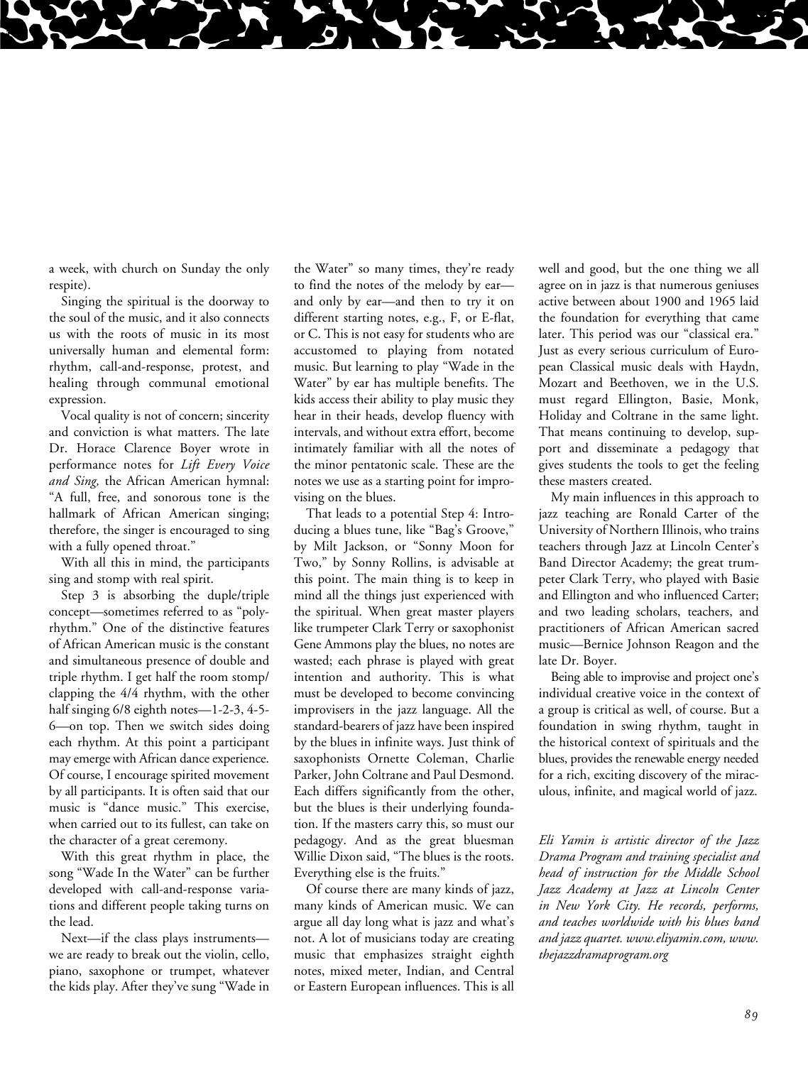a week, with church on Sunday the only respite).

Singing the spiritual is the doorway to the soul of the music, and it also connects us with the roots of music in its most universally human and elemental form: rhythm, call-and-response, protest, and healing through communal emotional expression.

Vocal quality is not of concern; sincerity and conviction is what matters. The late Dr. Horace Clarence Boyer wrote in performance notes for *Lift Every Voice and Sing,* the African American hymnal: "A full, free, and sonorous tone is the hallmark of African American singing; therefore, the singer is encouraged to sing with a fully opened throat."

With all this in mind, the participants sing and stomp with real spirit.

Step 3 is absorbing the duple/triple concept—sometimes referred to as "polyrhythm." One of the distinctive features of African American music is the constant and simultaneous presence of double and triple rhythm. I get half the room stomp/clapping the 4/4 rhythm, with the other half singing 6/8 eighth notes—1-2-3, 4-5-6—on top. Then we switch sides doing each rhythm. At this point a participant may emerge with African dance experience. Of course, I encourage spirited movement by all participants. It is often said that our music is "dance music." This exercise, when carried out to its fullest, can take on the character of a great ceremony.

With this great rhythm in place, the song "Wade In the Water" can be further developed with call-and-response variations and different people taking turns on the lead.

Next—if the class plays instruments—we are ready to break out the violin, cello, piano, saxophone or trumpet, whatever the kids play. After they've sung "Wade in the Water" so many times, they're ready to find the notes of the melody by ear—and only by ear—and then to try it on different starting notes, e.g., F, or E-flat, or C. This is not easy for students who are accustomed to playing from notated music. But learning to play "Wade in the Water" by ear has multiple benefits. The kids access their ability to play music they hear in their heads, develop fluency with intervals, and without extra effort, become intimately familiar with all the notes of the minor pentatonic scale. These are the notes we use as a starting point for improvising on the blues.

That leads to a potential Step 4: Introducing a blues tune, like "Bag's Groove," by Milt Jackson, or "Sonny Moon for Two," by Sonny Rollins, is advisable at this point. The main thing is to keep in mind all the things just experienced with the spiritual. When great master players like trumpeter Clark Terry or saxophonist Gene Ammons play the blues, no notes are wasted; each phrase is played with great intention and authority. This is what must be developed to become convincing improvisers in the jazz language. All the standard-bearers of jazz have been inspired by the blues in infinite ways. Just think of saxophonists Ornette Coleman, Charlie Parker, John Coltrane and Paul Desmond. Each differs significantly from the other, but the blues is their underlying foundation. If the masters carry this, so must our pedagogy. And as the great bluesman Willie Dixon said, "The blues is the roots. Everything else is the fruits."

Of course there are many kinds of jazz, many kinds of American music. We can argue all day long what is jazz and what's not. A lot of musicians today are creating music that emphasizes straight eighth notes, mixed meter, Indian, and Central or Eastern European influences. This is all well and good, but the one thing we all agree on in jazz is that numerous geniuses active between about 1900 and 1965 laid the foundation for everything that came later. This period was our "classical era." Just as every serious curriculum of European Classical music deals with Haydn, Mozart and Beethoven, we in the U.S. must regard Ellington, Basie, Monk, Holiday and Coltrane in the same light. That means continuing to develop, support and disseminate a pedagogy that gives students the tools to get the feeling these masters created.

My main influences in this approach to jazz teaching are Ronald Carter of the University of Northern Illinois, who trains teachers through Jazz at Lincoln Center's Band Director Academy; the great trumpeter Clark Terry, who played with Basie and Ellington and who influenced Carter; and two leading scholars, teachers, and practitioners of African American sacred music—Bernice Johnson Reagon and the late Dr. Boyer.

Being able to improvise and project one's individual creative voice in the context of a group is critical as well, of course. But a foundation in swing rhythm, taught in the historical context of spirituals and the blues, provides the renewable energy needed for a rich, exciting discovery of the miraculous, infinite, and magical world of jazz.

*Eli Yamin is artistic director of the Jazz Drama Program and training specialist and head of instruction for the Middle School Jazz Academy at Jazz at Lincoln Center in New York City. He records, performs, and teaches worldwide with his blues band and jazz quartet. www.eliyamin.com, www.thejazzdramaprogram.org*